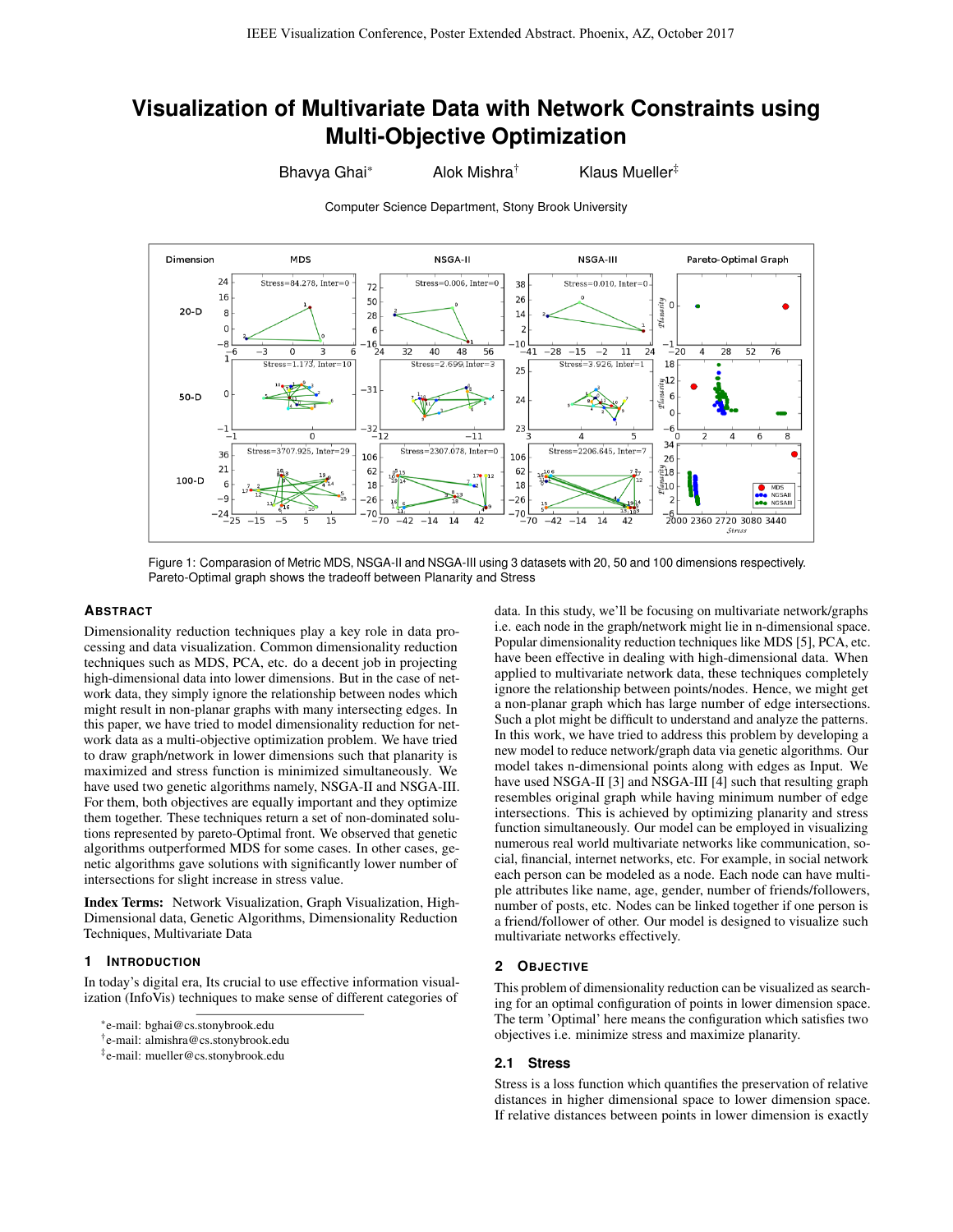# Visualization of Multivariate Data with Network Constraints using Multi-Objective Optimization

Bhavya Ghai[*] Alok Mishra[†] Klaus Mueller[‡]

Computer Science Department, Stony Brook University

Figure 1: Comparasion of Metric MDS, NSGA-II and NSGA-III using 3 datasets with 20, 50 and 100 dimensions respectively. Pareto-Optimal graph shows the tradeoff between Planarity and Stress

## Abstract

Dimensionality reduction techniques play a key role in data processing and data visualization. Common dimensionality reduction techniques such as MDS, PCA, etc. do a decent job in projecting high-dimensional data into lower dimensions. But in the case of network data, they simply ignore the relationship between nodes which might result in non-planar graphs with many intersecting edges. In this paper, we have tried to model dimensionality reduction for network data as a multi-objective optimization problem. We have tried to draw graph/network in lower dimensions such that planarity is maximized and stress function is minimized simultaneously. We have used two genetic algorithms namely, NSGA-II and NSGA-III. For them, both objectives are equally important and they optimize them together. These techniques return a set of non-dominated solutions represented by pareto-Optimal front. We observed that genetic algorithms outperformed MDS for some cases. In other cases, genetic algorithms gave solutions with significantly lower number of intersections for slight increase in stress value.

**Index Terms:** Network Visualization, Graph Visualization, High-Dimensional data, Genetic Algorithms, Dimensionality Reduction Techniques, Multivariate Data

## 1 Introduction

In today's digital era, Its crucial to use effective information visualization (InfoVis) techniques to make sense of different categories of data. In this study, we'll be focusing on multivariate network/graphs i.e. each node in the graph/network might lie in n-dimensional space. Popular dimensionality reduction techniques like MDS [5], PCA, etc. have been effective in dealing with high-dimensional data. When applied to multivariate network data, these techniques completely ignore the relationship between points/nodes. Hence, we might get a non-planar graph which has large number of edge intersections. Such a plot might be difficult to understand and analyze the patterns. In this work, we have tried to address this problem by developing a new model to reduce network/graph data via genetic algorithms. Our model takes n-dimensional points along with edges as Input. We have used NSGA-II [3] and NSGA-III [4] such that resulting graph resembles original graph while having minimum number of edge intersections. This is achieved by optimizing planarity and stress function simultaneously. Our model can be employed in visualizing numerous real world multivariate networks like communication, social, financial, internet networks, etc. For example, in social network each person can be modeled as a node. Each node can have multiple attributes like name, age, gender, number of friends/followers, number of posts, etc. Nodes can be linked together if one person is a friend/follower of other. Our model is designed to visualize such multivariate networks effectively.

## 2 Objective

This problem of dimensionality reduction can be visualized as searching for an optimal configuration of points in lower dimension space. The term 'Optimal' here means the configuration which satisfies two objectives i.e. minimize stress and maximize planarity.

### 2.1 Stress

Stress is a loss function which quantifies the preservation of relative distances in higher dimensional space to lower dimension space. If relative distances between points in lower dimension is exactly

---

[*]e-mail: bghai@cs.stonybrook.edu

[†]e-mail: almishra@cs.stonybrook.edu

[‡]e-mail: mueller@cs.stonybrook.edu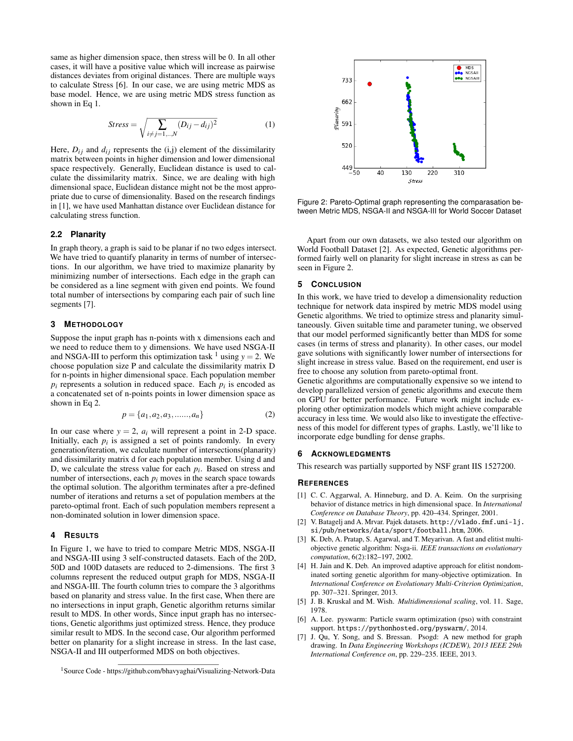same as higher dimension space, then stress will be 0. In all other cases, it will have a positive value which will increase as pairwise distances deviates from original distances. There are multiple ways to calculate Stress [6]. In our case, we are using metric MDS as base model. Hence, we are using metric MDS stress function as shown in Eq 1.

$$Stress = \sqrt{\sum_{i \neq j=1,..,N} (D_{ij} - d_{ij})^2} \tag{1}$$

Here, $D_{ij}$ and $d_{ij}$ represents the (i,j) element of the dissimilarity matrix between points in higher dimension and lower dimensional space respectively. Generally, Euclidean distance is used to calculate the dissimilarity matrix. Since, we are dealing with high dimensional space, Euclidean distance might not be the most appropriate due to curse of dimensionality. Based on the research findings in [1], we have used Manhattan distance over Euclidean distance for calculating stress function.

### 2.2 Planarity

In graph theory, a graph is said to be planar if no two edges intersect. We have tried to quantify planarity in terms of number of intersections. In our algorithm, we have tried to maximize planarity by minimizing number of intersections. Each edge in the graph can be considered as a line segment with given end points. We found total number of intersections by comparing each pair of such line segments [7].

## 3 Methodology

Suppose the input graph has n-points with x dimensions each and we need to reduce them to y dimensions. We have used NSGA-II and NSGA-III to perform this optimization task [1] using $y = 2$. We choose population size P and calculate the dissimilarity matrix D for n-points in higher dimensional space. Each population member $p_i$ represents a solution in reduced space. Each $p_i$ is encoded as a concatenated set of n-points points in lower dimension space as shown in Eq 2.

$$p = \{a_1, a_2, a_3, ......, a_n\} \tag{2}$$

In our case where $y = 2$, $a_i$ will represent a point in 2-D space. Initially, each $p_i$ is assigned a set of points randomly. In every generation/iteration, we calculate number of intersections(planarity) and dissimilarity matrix d for each population member. Using d and D, we calculate the stress value for each $p_i$. Based on stress and number of intersections, each $p_i$ moves in the search space towards the optimal solution. The algorithm terminates after a pre-defined number of iterations and returns a set of population members at the pareto-optimal front. Each of such population members represent a non-dominated solution in lower dimension space.

## 4 Results

In Figure 1, we have to tried to compare Metric MDS, NSGA-II and NSGA-III using 3 self-constructed datasets. Each of the 20D, 50D and 100D datasets are reduced to 2-dimensions. The first 3 columns represent the reduced output graph for MDS, NSGA-II and NSGA-III. The fourth column tries to compare the 3 algorithms based on planarity and stress value. In the first case, When there are no intersections in input graph, Genetic algorithm returns similar result to MDS. In other words, Since input graph has no intersections, Genetic algorithms just optimized stress. Hence, they produce similar result to MDS. In the second case, Our algorithm performed better on planarity for a slight increase in stress. In the last case, NSGA-II and III outperformed MDS on both objectives.

[1] Source Code - https://github.com/bhavyaghai/Visualizing-Network-Data

MDS
NGSAII
NGSAIII
733
662
591
520
449
Planarity
−50
40
130
220
310
Stress

Figure 2: Pareto-Optimal graph representing the comparasation between Metric MDS, NSGA-II and NSGA-III for World Soccer Dataset

Apart from our own datasets, we also tested our algorithm on World Football Dataset [2]. As expected, Genetic algorithms performed fairly well on planarity for slight increase in stress as can be seen in Figure 2.

## 5 Conclusion

In this work, we have tried to develop a dimensionality reduction technique for network data inspired by metric MDS model using Genetic algorithms. We tried to optimize stress and planarity simultaneously. Given suitable time and parameter tuning, we observed that our model performed significantly better than MDS for some cases (in terms of stress and planarity). In other cases, our model gave solutions with significantly lower number of intersections for slight increase in stress value. Based on the requirement, end user is free to choose any solution from pareto-optimal front.

Genetic algorithms are computationally expensive so we intend to develop parallelized version of genetic algorithms and execute them on GPU for better performance. Future work might include exploring other optimization models which might achieve comparable accuracy in less time. We would also like to investigate the effectiveness of this model for different types of graphs. Lastly, we'll like to incorporate edge bundling for dense graphs.

## 6 Acknowledgments

This research was partially supported by NSF grant IIS 1527200.

## References

[1] C. C. Aggarwal, A. Hinneburg, and D. A. Keim. On the surprising behavior of distance metrics in high dimensional space. In *International Conference on Database Theory*, pp. 420–434. Springer, 2001.

[2] V. Batagelj and A. Mrvar. Pajek datasets. http://vlado.fmf.uni-lj.si/pub/networks/data/sport/football.htm, 2006.

[3] K. Deb, A. Pratap, S. Agarwal, and T. Meyarivan. A fast and elitist multiobjective genetic algorithm: Nsga-ii. *IEEE transactions on evolutionary computation*, 6(2):182–197, 2002.

[4] H. Jain and K. Deb. An improved adaptive approach for elitist nondominated sorting genetic algorithm for many-objective optimization. In *International Conference on Evolutionary Multi-Criterion Optimization*, pp. 307–321. Springer, 2013.

[5] J. B. Kruskal and M. Wish. *Multidimensional scaling*, vol. 11. Sage, 1978.

[6] A. Lee. pyswarm: Particle swarm optimization (pso) with constraint support. https://pythonhosted.org/pyswarm/, 2014.

[7] J. Qu, Y. Song, and S. Bressan. Psogd: A new method for graph drawing. In *Data Engineering Workshops (ICDEW), 2013 IEEE 29th International Conference on*, pp. 229–235. IEEE, 2013.